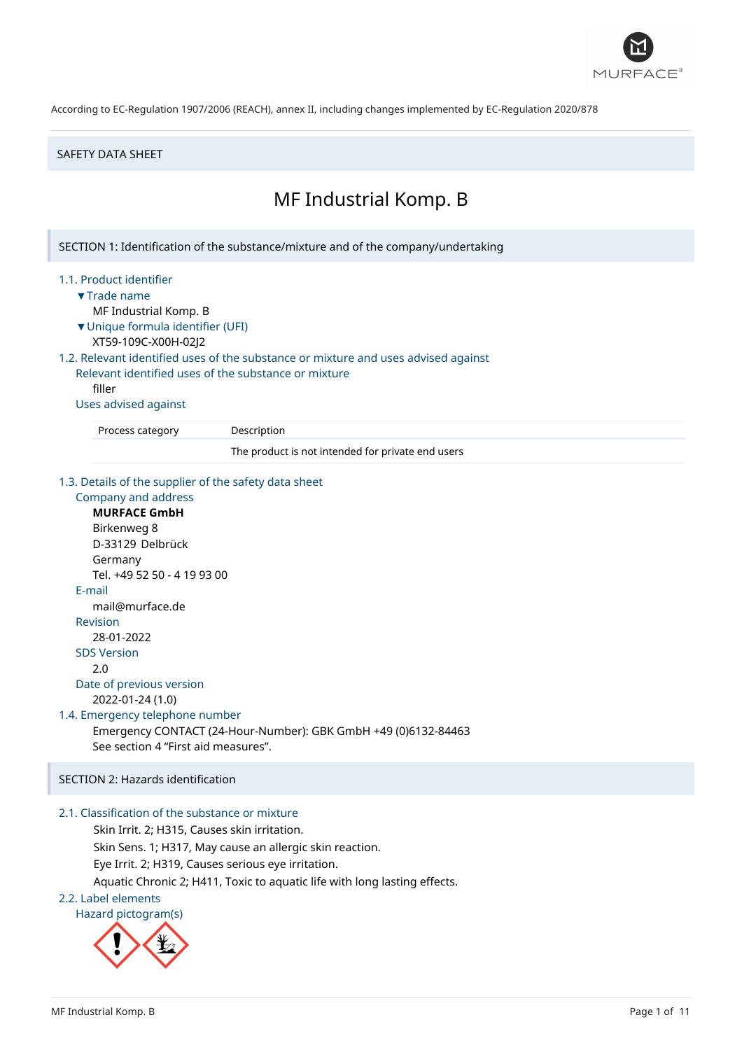According to EC-Regulation 1907/2006 (REACH), annex II, including changes implemented by EC-Regulation 2020/878

SAFETY DATA SHEET

# MF Industrial Komp. B

## SECTION 1: Identification of the substance/mixture and of the company/undertaking

### 1.1. Product identifier

▼Trade name

MF Industrial Komp. B

▼Unique formula identifier (UFI)

XT59-109C-X00H-02J2

### 1.2. Relevant identified uses of the substance or mixture and uses advised against

Relevant identified uses of the substance or mixture

filler

Uses advised against

| Process category | Description |
|---|---|
| | The product is not intended for private end users |

### 1.3. Details of the supplier of the safety data sheet

Company and address

**MURFACE GmbH**
Birkenweg 8
D-33129 Delbrück
Germany
Tel. +49 52 50 - 4 19 93 00

E-mail

mail@murface.de

Revision

28-01-2022

SDS Version

2.0

Date of previous version

2022-01-24 (1.0)

### 1.4. Emergency telephone number

Emergency CONTACT (24-Hour-Number): GBK GmbH +49 (0)6132-84463
See section 4 "First aid measures".

## SECTION 2: Hazards identification

### 2.1. Classification of the substance or mixture

Skin Irrit. 2; H315, Causes skin irritation.
Skin Sens. 1; H317, May cause an allergic skin reaction.
Eye Irrit. 2; H319, Causes serious eye irritation.
Aquatic Chronic 2; H411, Toxic to aquatic life with long lasting effects.

### 2.2. Label elements

Hazard pictogram(s)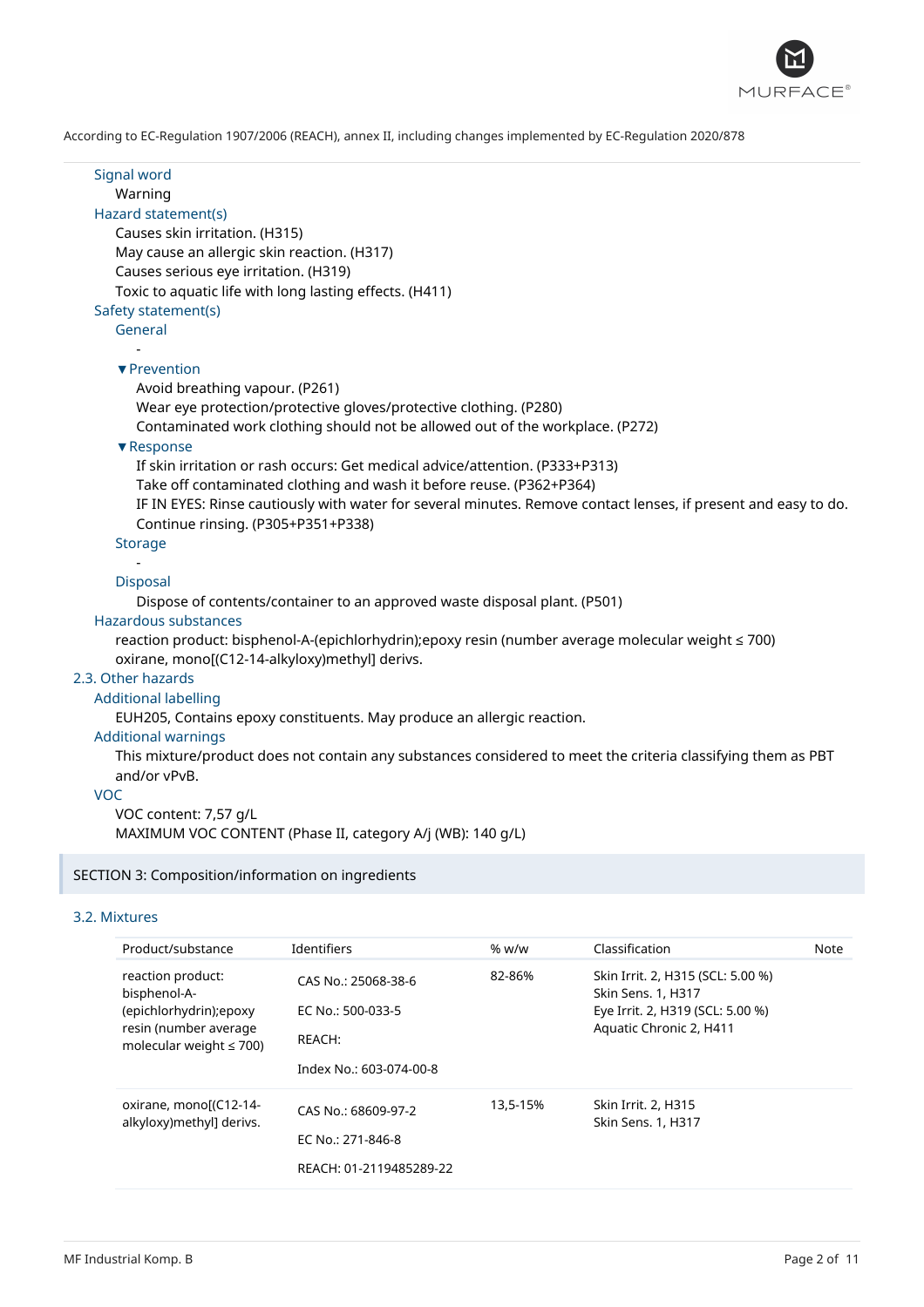According to EC-Regulation 1907/2006 (REACH), annex II, including changes implemented by EC-Regulation 2020/878

### Signal word

Warning

### Hazard statement(s)

Causes skin irritation. (H315)
May cause an allergic skin reaction. (H317)
Causes serious eye irritation. (H319)
Toxic to aquatic life with long lasting effects. (H411)

### Safety statement(s)

#### General

-

#### ▼Prevention

Avoid breathing vapour. (P261)
Wear eye protection/protective gloves/protective clothing. (P280)
Contaminated work clothing should not be allowed out of the workplace. (P272)

#### ▼Response

If skin irritation or rash occurs: Get medical advice/attention. (P333+P313)
Take off contaminated clothing and wash it before reuse. (P362+P364)
IF IN EYES: Rinse cautiously with water for several minutes. Remove contact lenses, if present and easy to do. Continue rinsing. (P305+P351+P338)

#### Storage

-

#### Disposal

Dispose of contents/container to an approved waste disposal plant. (P501)

### Hazardous substances

reaction product: bisphenol-A-(epichlorhydrin);epoxy resin (number average molecular weight ≤ 700)
oxirane, mono[(C12-14-alkyloxy)methyl] derivs.

## 2.3. Other hazards

### Additional labelling

EUH205, Contains epoxy constituents. May produce an allergic reaction.

### Additional warnings

This mixture/product does not contain any substances considered to meet the criteria classifying them as PBT and/or vPvB.

### VOC

VOC content: 7,57 g/L
MAXIMUM VOC CONTENT (Phase II, category A/j (WB): 140 g/L)

# SECTION 3: Composition/information on ingredients

## 3.2. Mixtures

| Product/substance | Identifiers | % w/w | Classification | Note |
|---|---|---|---|---|
| reaction product: bisphenol-A-(epichlorhydrin);epoxy resin (number average molecular weight ≤ 700) | CAS No.: 25068-38-6<br>EC No.: 500-033-5<br>REACH:<br>Index No.: 603-074-00-8 | 82-86% | Skin Irrit. 2, H315 (SCL: 5.00 %)<br>Skin Sens. 1, H317<br>Eye Irrit. 2, H319 (SCL: 5.00 %)<br>Aquatic Chronic 2, H411 | |
| oxirane, mono[(C12-14-alkyloxy)methyl] derivs. | CAS No.: 68609-97-2<br>EC No.: 271-846-8<br>REACH: 01-2119485289-22 | 13,5-15% | Skin Irrit. 2, H315<br>Skin Sens. 1, H317 | |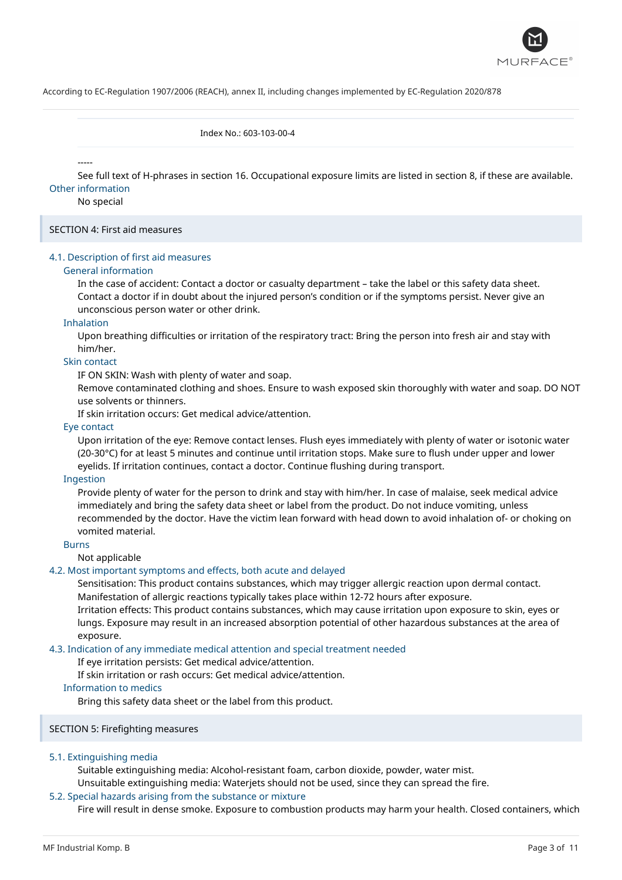Index No.: 603-103-00-4

-----

See full text of H-phrases in section 16. Occupational exposure limits are listed in section 8, if these are available.

**Other information**

No special

## SECTION 4: First aid measures

### 4.1. Description of first aid measures

**General information**

In the case of accident: Contact a doctor or casualty department – take the label or this safety data sheet. Contact a doctor if in doubt about the injured person's condition or if the symptoms persist. Never give an unconscious person water or other drink.

**Inhalation**

Upon breathing difficulties or irritation of the respiratory tract: Bring the person into fresh air and stay with him/her.

**Skin contact**

IF ON SKIN: Wash with plenty of water and soap.
Remove contaminated clothing and shoes. Ensure to wash exposed skin thoroughly with water and soap. DO NOT use solvents or thinners.
If skin irritation occurs: Get medical advice/attention.

**Eye contact**

Upon irritation of the eye: Remove contact lenses. Flush eyes immediately with plenty of water or isotonic water (20-30°C) for at least 5 minutes and continue until irritation stops. Make sure to flush under upper and lower eyelids. If irritation continues, contact a doctor. Continue flushing during transport.

**Ingestion**

Provide plenty of water for the person to drink and stay with him/her. In case of malaise, seek medical advice immediately and bring the safety data sheet or label from the product. Do not induce vomiting, unless recommended by the doctor. Have the victim lean forward with head down to avoid inhalation of- or choking on vomited material.

**Burns**

Not applicable

### 4.2. Most important symptoms and effects, both acute and delayed

Sensitisation: This product contains substances, which may trigger allergic reaction upon dermal contact. Manifestation of allergic reactions typically takes place within 12-72 hours after exposure.
Irritation effects: This product contains substances, which may cause irritation upon exposure to skin, eyes or lungs. Exposure may result in an increased absorption potential of other hazardous substances at the area of exposure.

### 4.3. Indication of any immediate medical attention and special treatment needed

If eye irritation persists: Get medical advice/attention.
If skin irritation or rash occurs: Get medical advice/attention.

**Information to medics**

Bring this safety data sheet or the label from this product.

## SECTION 5: Firefighting measures

### 5.1. Extinguishing media

Suitable extinguishing media: Alcohol-resistant foam, carbon dioxide, powder, water mist.
Unsuitable extinguishing media: Waterjets should not be used, since they can spread the fire.

### 5.2. Special hazards arising from the substance or mixture

Fire will result in dense smoke. Exposure to combustion products may harm your health. Closed containers, which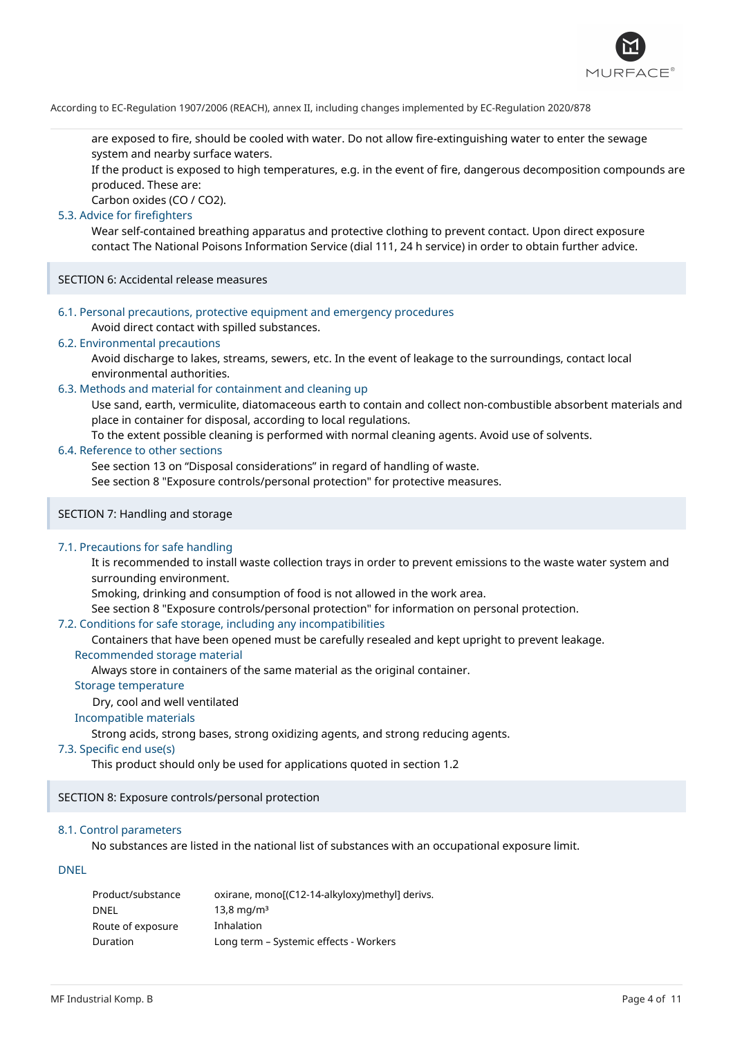are exposed to fire, should be cooled with water. Do not allow fire-extinguishing water to enter the sewage system and nearby surface waters.

If the product is exposed to high temperatures, e.g. in the event of fire, dangerous decomposition compounds are produced. These are:

Carbon oxides (CO / $CO_2$).

### 5.3. Advice for firefighters

Wear self-contained breathing apparatus and protective clothing to prevent contact. Upon direct exposure contact The National Poisons Information Service (dial 111, 24 h service) in order to obtain further advice.

## SECTION 6: Accidental release measures

### 6.1. Personal precautions, protective equipment and emergency procedures

Avoid direct contact with spilled substances.

### 6.2. Environmental precautions

Avoid discharge to lakes, streams, sewers, etc. In the event of leakage to the surroundings, contact local environmental authorities.

### 6.3. Methods and material for containment and cleaning up

Use sand, earth, vermiculite, diatomaceous earth to contain and collect non-combustible absorbent materials and place in container for disposal, according to local regulations.

To the extent possible cleaning is performed with normal cleaning agents. Avoid use of solvents.

### 6.4. Reference to other sections

See section 13 on “Disposal considerations” in regard of handling of waste.

See section 8 "Exposure controls/personal protection" for protective measures.

## SECTION 7: Handling and storage

### 7.1. Precautions for safe handling

It is recommended to install waste collection trays in order to prevent emissions to the waste water system and surrounding environment.

Smoking, drinking and consumption of food is not allowed in the work area.

See section 8 "Exposure controls/personal protection" for information on personal protection.

### 7.2. Conditions for safe storage, including any incompatibilities

Containers that have been opened must be carefully resealed and kept upright to prevent leakage.

#### Recommended storage material

Always store in containers of the same material as the original container.

#### Storage temperature

Dry, cool and well ventilated

#### Incompatible materials

Strong acids, strong bases, strong oxidizing agents, and strong reducing agents.

### 7.3. Specific end use(s)

This product should only be used for applications quoted in section 1.2

## SECTION 8: Exposure controls/personal protection

### 8.1. Control parameters

No substances are listed in the national list of substances with an occupational exposure limit.

#### DNEL

| | |
|---|---|
| Product/substance | oxirane, mono[(C12-14-alkyloxy)methyl] derivs. |
| DNEL | 13,8 mg/m³ |
| Route of exposure | Inhalation |
| Duration | Long term – Systemic effects - Workers |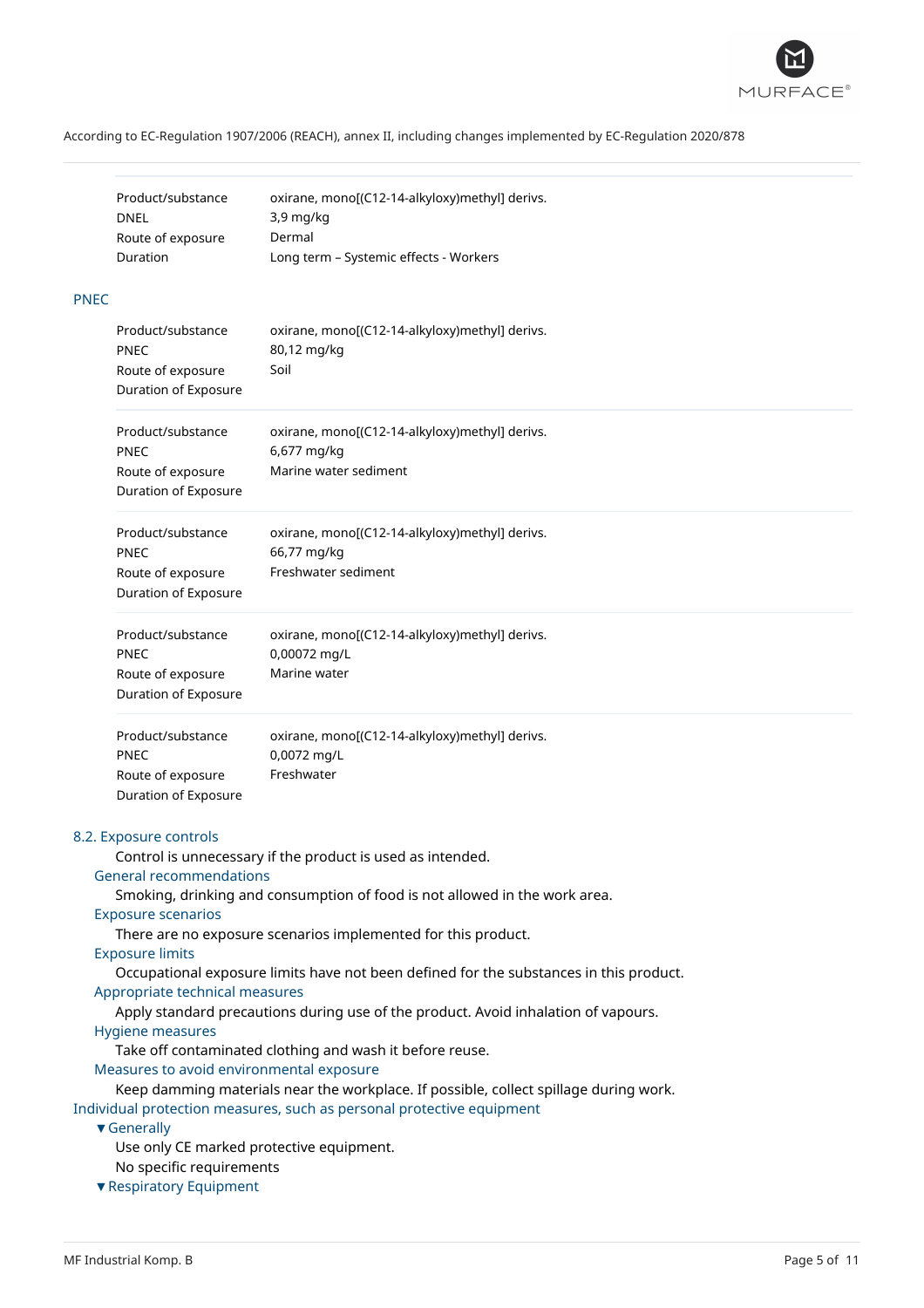| | |
|---|---|
| Product/substance | oxirane, mono[(C12-14-alkyloxy)methyl] derivs. |
| DNEL | 3,9 mg/kg |
| Route of exposure | Dermal |
| Duration | Long term – Systemic effects - Workers |

### PNEC

| | |
|---|---|
| Product/substance | oxirane, mono[(C12-14-alkyloxy)methyl] derivs. |
| PNEC | 80,12 mg/kg |
| Route of exposure | Soil |
| Duration of Exposure | |

| | |
|---|---|
| Product/substance | oxirane, mono[(C12-14-alkyloxy)methyl] derivs. |
| PNEC | 6,677 mg/kg |
| Route of exposure | Marine water sediment |
| Duration of Exposure | |

| | |
|---|---|
| Product/substance | oxirane, mono[(C12-14-alkyloxy)methyl] derivs. |
| PNEC | 66,77 mg/kg |
| Route of exposure | Freshwater sediment |
| Duration of Exposure | |

| | |
|---|---|
| Product/substance | oxirane, mono[(C12-14-alkyloxy)methyl] derivs. |
| PNEC | 0,00072 mg/L |
| Route of exposure | Marine water |
| Duration of Exposure | |

| | |
|---|---|
| Product/substance | oxirane, mono[(C12-14-alkyloxy)methyl] derivs. |
| PNEC | 0,0072 mg/L |
| Route of exposure | Freshwater |
| Duration of Exposure | |

## 8.2. Exposure controls

Control is unnecessary if the product is used as intended.

### General recommendations

Smoking, drinking and consumption of food is not allowed in the work area.

### Exposure scenarios

There are no exposure scenarios implemented for this product.

### Exposure limits

Occupational exposure limits have not been defined for the substances in this product.

### Appropriate technical measures

Apply standard precautions during use of the product. Avoid inhalation of vapours.

### Hygiene measures

Take off contaminated clothing and wash it before reuse.

### Measures to avoid environmental exposure

Keep damming materials near the workplace. If possible, collect spillage during work.

### Individual protection measures, such as personal protective equipment

#### ▼Generally

Use only CE marked protective equipment.

No specific requirements

#### ▼Respiratory Equipment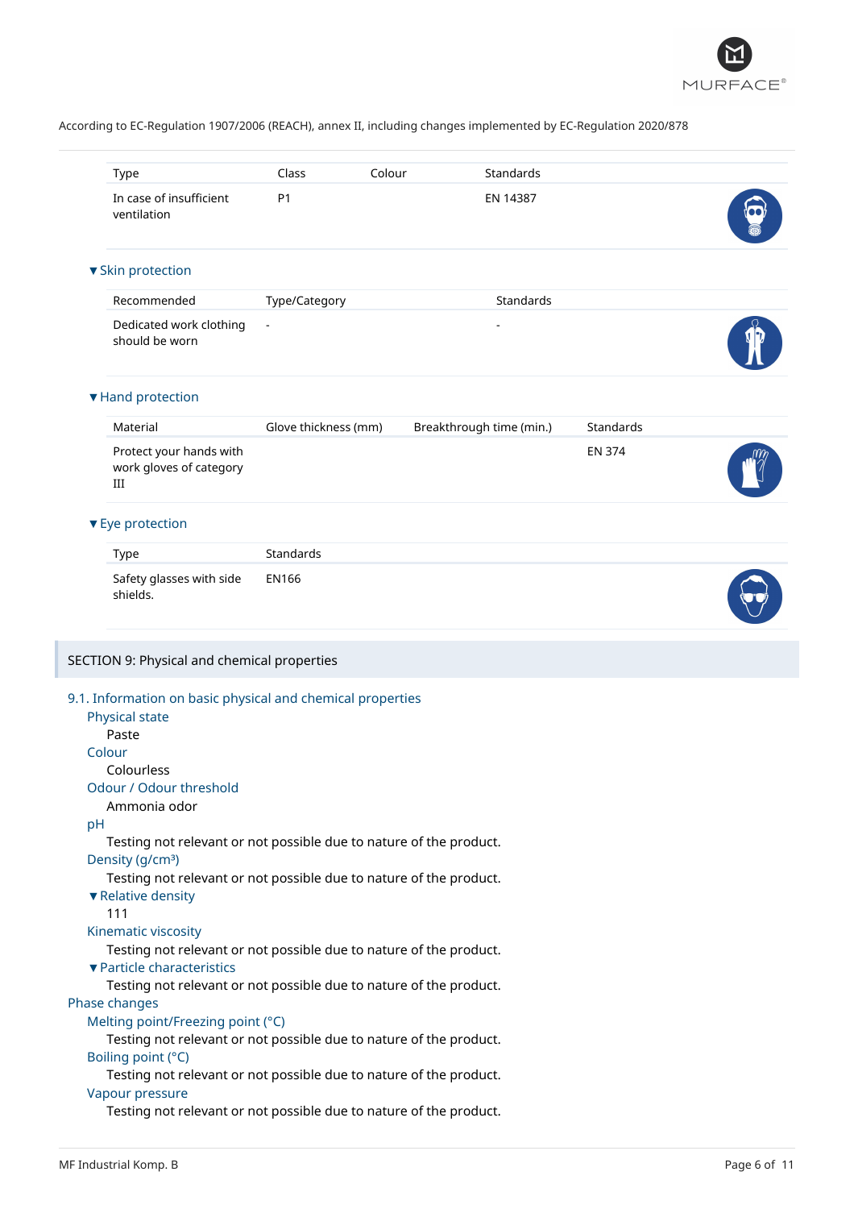According to EC-Regulation 1907/2006 (REACH), annex II, including changes implemented by EC-Regulation 2020/878

| Type | Class | Colour | Standards |
|---|---|---|---|
| In case of insufficient ventilation | P1 | | EN 14387 |

### ▼Skin protection

| Recommended | Type/Category | Standards |
|---|---|---|
| Dedicated work clothing should be worn | - | - |

### ▼Hand protection

| Material | Glove thickness (mm) | Breakthrough time (min.) | Standards |
|---|---|---|---|
| Protect your hands with work gloves of category III | | | EN 374 |

### ▼Eye protection

| Type | Standards |
|---|---|
| Safety glasses with side shields. | EN166 |

## SECTION 9: Physical and chemical properties

### 9.1. Information on basic physical and chemical properties

**Physical state**
Paste

**Colour**
Colourless

**Odour / Odour threshold**
Ammonia odor

**pH**
Testing not relevant or not possible due to nature of the product.

**Density (g/cm³)**
Testing not relevant or not possible due to nature of the product.

**▼Relative density**
111

**Kinematic viscosity**
Testing not relevant or not possible due to nature of the product.

**▼Particle characteristics**
Testing not relevant or not possible due to nature of the product.

**Phase changes**

**Melting point/Freezing point (°C)**
Testing not relevant or not possible due to nature of the product.

**Boiling point (°C)**
Testing not relevant or not possible due to nature of the product.

**Vapour pressure**
Testing not relevant or not possible due to nature of the product.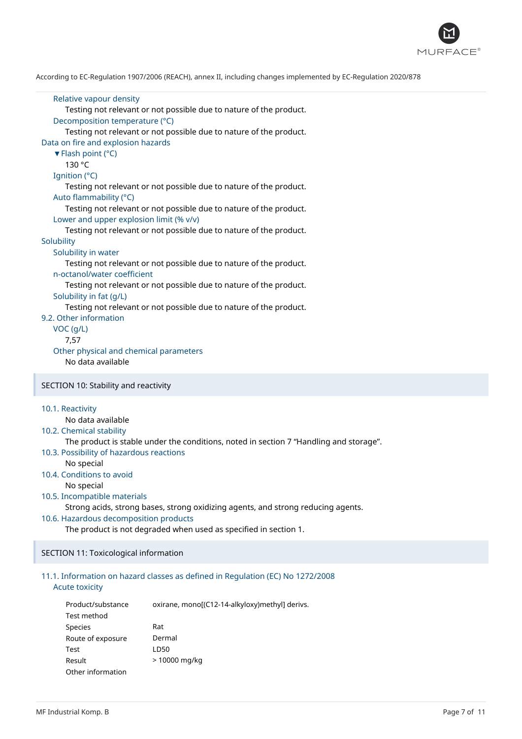According to EC-Regulation 1907/2006 (REACH), annex II, including changes implemented by EC-Regulation 2020/878

Relative vapour density

Testing not relevant or not possible due to nature of the product.

Decomposition temperature (°C)

Testing not relevant or not possible due to nature of the product.

Data on fire and explosion hazards

▼Flash point (°C)

130 °C

Ignition (°C)

Testing not relevant or not possible due to nature of the product.

Auto flammability (°C)

Testing not relevant or not possible due to nature of the product.

Lower and upper explosion limit (% v/v)

Testing not relevant or not possible due to nature of the product.

Solubility

Solubility in water

Testing not relevant or not possible due to nature of the product.

n-octanol/water coefficient

Testing not relevant or not possible due to nature of the product.

Solubility in fat (g/L)

Testing not relevant or not possible due to nature of the product.

9.2. Other information

VOC (g/L)

7,57

Other physical and chemical parameters

No data available

## SECTION 10: Stability and reactivity

10.1. Reactivity

No data available

10.2. Chemical stability

The product is stable under the conditions, noted in section 7 “Handling and storage”.

10.3. Possibility of hazardous reactions

No special

10.4. Conditions to avoid

No special

10.5. Incompatible materials

Strong acids, strong bases, strong oxidizing agents, and strong reducing agents.

10.6. Hazardous decomposition products

The product is not degraded when used as specified in section 1.

## SECTION 11: Toxicological information

11.1. Information on hazard classes as defined in Regulation (EC) No 1272/2008

Acute toxicity

| | |
|---|---|
| Product/substance | oxirane, mono[(C12-14-alkyloxy)methyl] derivs. |
| Test method | |
| Species | Rat |
| Route of exposure | Dermal |
| Test | LD50 |
| Result | > 10000 mg/kg |
| Other information | |

MF Industrial Komp. B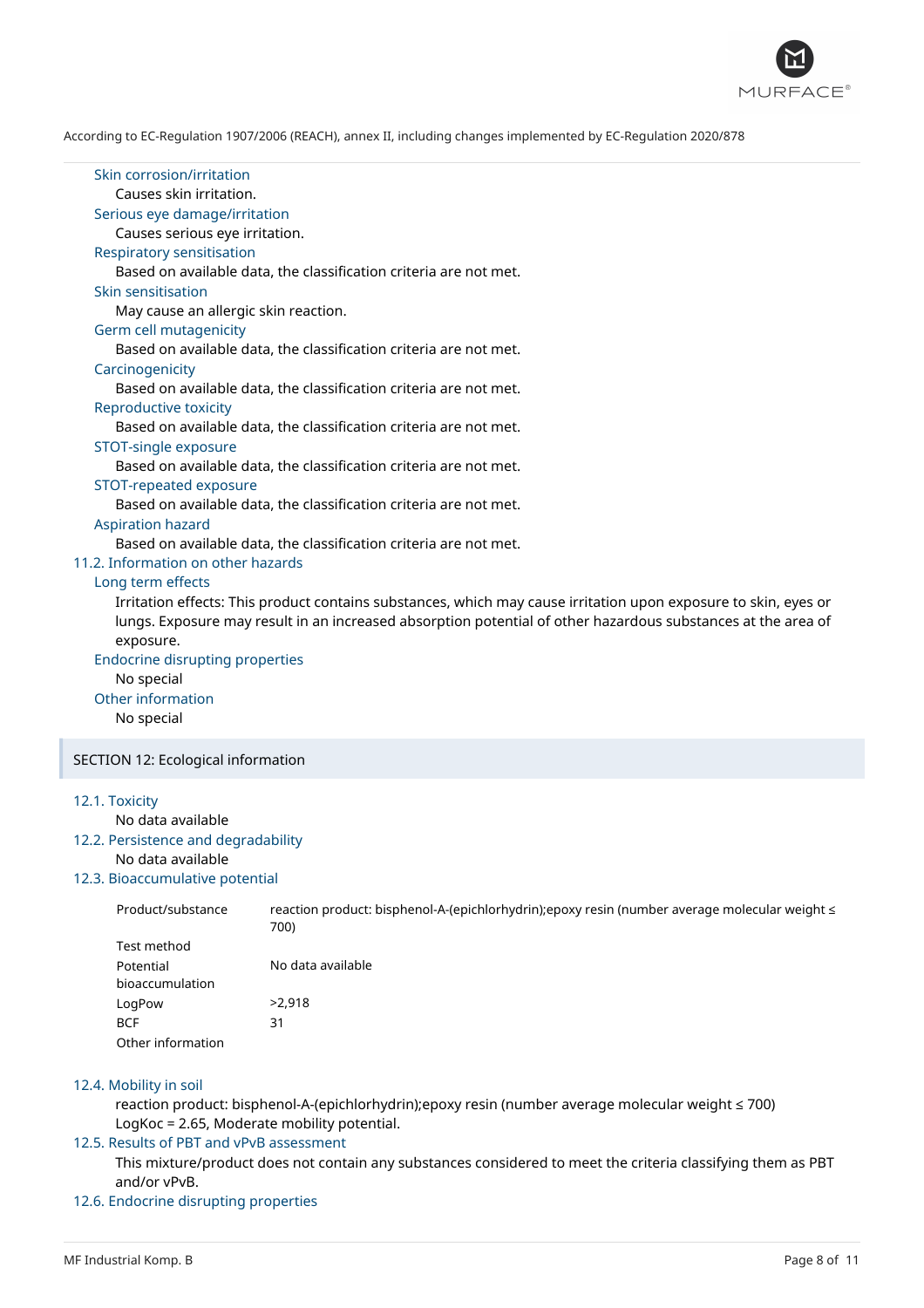#### Skin corrosion/irritation

Causes skin irritation.

#### Serious eye damage/irritation

Causes serious eye irritation.

#### Respiratory sensitisation

Based on available data, the classification criteria are not met.

#### Skin sensitisation

May cause an allergic skin reaction.

#### Germ cell mutagenicity

Based on available data, the classification criteria are not met.

#### Carcinogenicity

Based on available data, the classification criteria are not met.

#### Reproductive toxicity

Based on available data, the classification criteria are not met.

#### STOT-single exposure

Based on available data, the classification criteria are not met.

#### STOT-repeated exposure

Based on available data, the classification criteria are not met.

#### Aspiration hazard

Based on available data, the classification criteria are not met.

### 11.2. Information on other hazards

#### Long term effects

Irritation effects: This product contains substances, which may cause irritation upon exposure to skin, eyes or lungs. Exposure may result in an increased absorption potential of other hazardous substances at the area of exposure.

#### Endocrine disrupting properties

No special

#### Other information

No special

## SECTION 12: Ecological information

### 12.1. Toxicity

No data available

### 12.2. Persistence and degradability

No data available

### 12.3. Bioaccumulative potential

| | |
|---|---|
| Product/substance | reaction product: bisphenol-A-(epichlorhydrin);epoxy resin (number average molecular weight ≤ 700) |
| Test method | |
| Potential bioaccumulation | No data available |
| LogPow | >2,918 |
| BCF | 31 |
| Other information | |

### 12.4. Mobility in soil

reaction product: bisphenol-A-(epichlorhydrin);epoxy resin (number average molecular weight ≤ 700)
LogKoc = 2.65, Moderate mobility potential.

### 12.5. Results of PBT and vPvB assessment

This mixture/product does not contain any substances considered to meet the criteria classifying them as PBT and/or vPvB.

### 12.6. Endocrine disrupting properties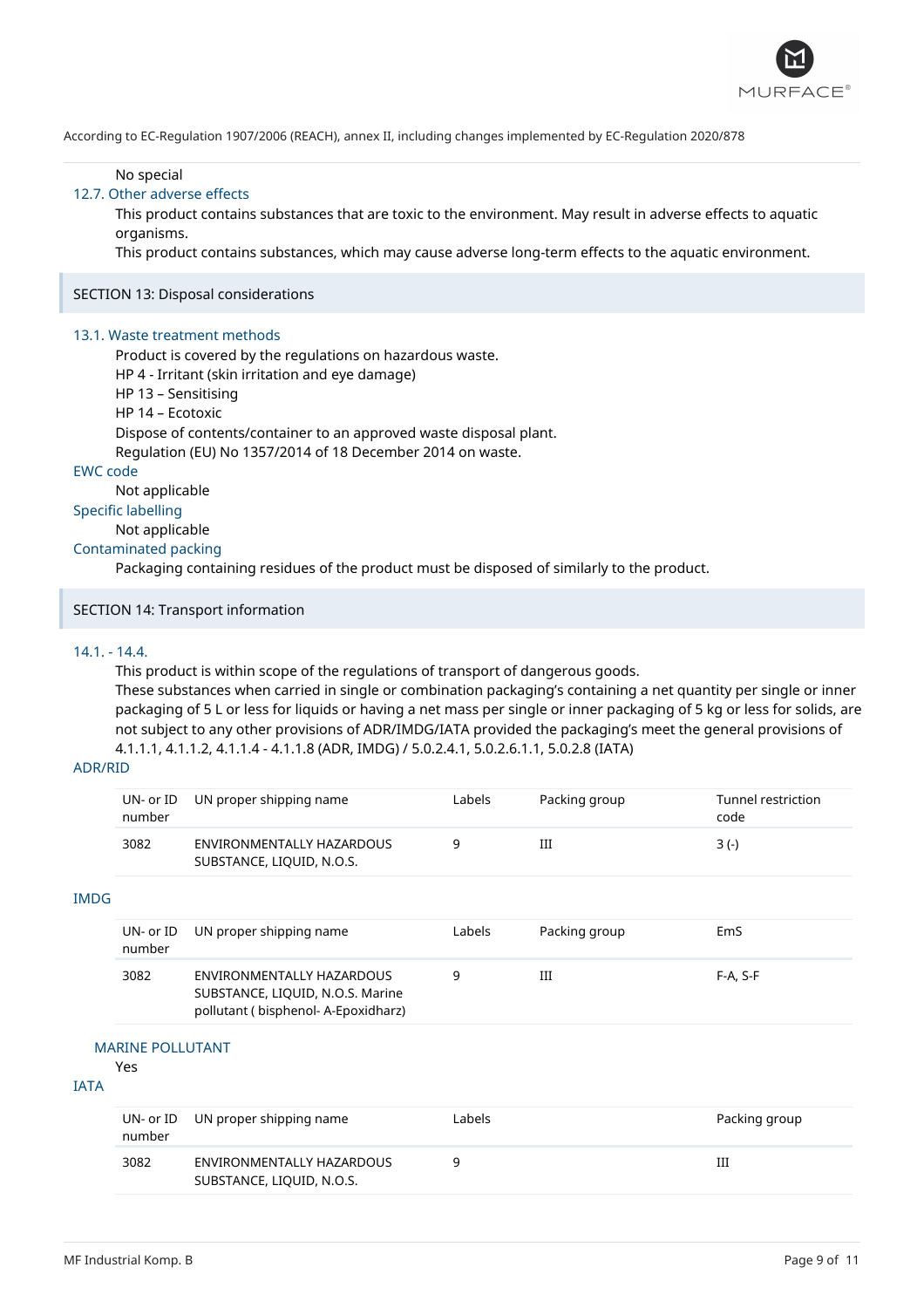No special

### 12.7. Other adverse effects

This product contains substances that are toxic to the environment. May result in adverse effects to aquatic organisms.

This product contains substances, which may cause adverse long-term effects to the aquatic environment.

## SECTION 13: Disposal considerations

### 13.1. Waste treatment methods

Product is covered by the regulations on hazardous waste.

HP 4 - Irritant (skin irritation and eye damage)

HP 13 – Sensitising

HP 14 – Ecotoxic

Dispose of contents/container to an approved waste disposal plant.

Regulation (EU) No 1357/2014 of 18 December 2014 on waste.

### EWC code

Not applicable

### Specific labelling

Not applicable

### Contaminated packing

Packaging containing residues of the product must be disposed of similarly to the product.

## SECTION 14: Transport information

### 14.1. - 14.4.

This product is within scope of the regulations of transport of dangerous goods.

These substances when carried in single or combination packaging's containing a net quantity per single or inner packaging of 5 L or less for liquids or having a net mass per single or inner packaging of 5 kg or less for solids, are not subject to any other provisions of ADR/IMDG/IATA provided the packaging's meet the general provisions of 4.1.1.1, 4.1.1.2, 4.1.1.4 - 4.1.1.8 (ADR, IMDG) / 5.0.2.4.1, 5.0.2.6.1.1, 5.0.2.8 (IATA)

### ADR/RID

| UN- or ID number | UN proper shipping name | Labels | Packing group | Tunnel restriction code |
|---|---|---|---|---|
| 3082 | ENVIRONMENTALLY HAZARDOUS SUBSTANCE, LIQUID, N.O.S. | 9 | III | 3 (-) |

### IMDG

| UN- or ID number | UN proper shipping name | Labels | Packing group | EmS |
|---|---|---|---|---|
| 3082 | ENVIRONMENTALLY HAZARDOUS SUBSTANCE, LIQUID, N.O.S. Marine pollutant ( bisphenol- A-Epoxidharz) | 9 | III | F-A, S-F |

#### MARINE POLLUTANT

Yes

### IATA

| UN- or ID number | UN proper shipping name | Labels | Packing group |
|---|---|---|---|
| 3082 | ENVIRONMENTALLY HAZARDOUS SUBSTANCE, LIQUID, N.O.S. | 9 | III |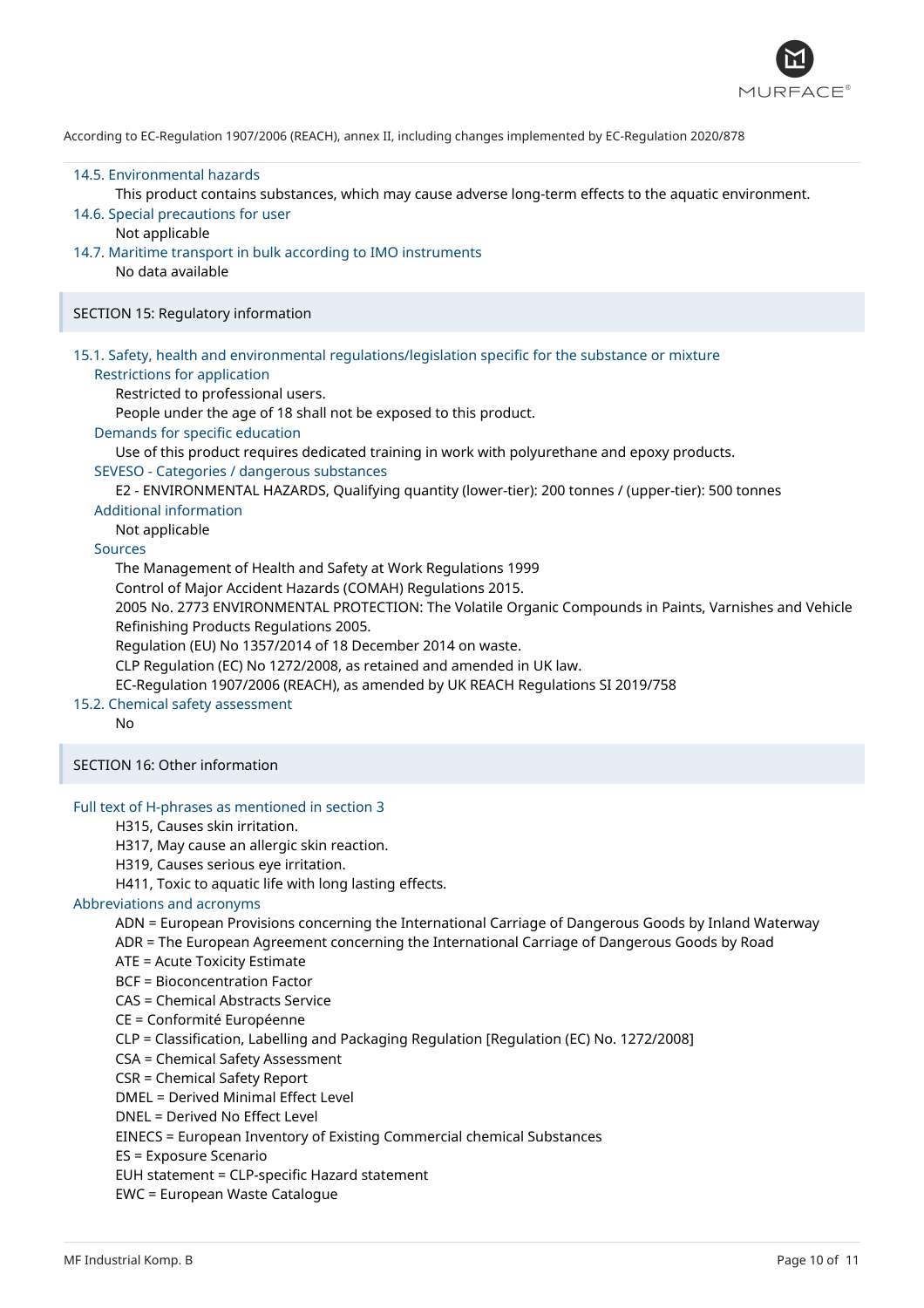According to EC-Regulation 1907/2006 (REACH), annex II, including changes implemented by EC-Regulation 2020/878

### 14.5. Environmental hazards

This product contains substances, which may cause adverse long-term effects to the aquatic environment.

### 14.6. Special precautions for user

Not applicable

### 14.7. Maritime transport in bulk according to IMO instruments

No data available

## SECTION 15: Regulatory information

### 15.1. Safety, health and environmental regulations/legislation specific for the substance or mixture

#### Restrictions for application

Restricted to professional users.

People under the age of 18 shall not be exposed to this product.

#### Demands for specific education

Use of this product requires dedicated training in work with polyurethane and epoxy products.

#### SEVESO - Categories / dangerous substances

E2 - ENVIRONMENTAL HAZARDS, Qualifying quantity (lower-tier): 200 tonnes / (upper-tier): 500 tonnes

#### Additional information

Not applicable

#### Sources

The Management of Health and Safety at Work Regulations 1999

Control of Major Accident Hazards (COMAH) Regulations 2015.

2005 No. 2773 ENVIRONMENTAL PROTECTION: The Volatile Organic Compounds in Paints, Varnishes and Vehicle Refinishing Products Regulations 2005.

Regulation (EU) No 1357/2014 of 18 December 2014 on waste.

CLP Regulation (EC) No 1272/2008, as retained and amended in UK law.

EC-Regulation 1907/2006 (REACH), as amended by UK REACH Regulations SI 2019/758

### 15.2. Chemical safety assessment

No

## SECTION 16: Other information

### Full text of H-phrases as mentioned in section 3

H315, Causes skin irritation.

H317, May cause an allergic skin reaction.

H319, Causes serious eye irritation.

H411, Toxic to aquatic life with long lasting effects.

### Abbreviations and acronyms

ADN = European Provisions concerning the International Carriage of Dangerous Goods by Inland Waterway
ADR = The European Agreement concerning the International Carriage of Dangerous Goods by Road
ATE = Acute Toxicity Estimate
BCF = Bioconcentration Factor
CAS = Chemical Abstracts Service
CE = Conformité Européenne
CLP = Classification, Labelling and Packaging Regulation [Regulation (EC) No. 1272/2008]
CSA = Chemical Safety Assessment
CSR = Chemical Safety Report
DMEL = Derived Minimal Effect Level
DNEL = Derived No Effect Level
EINECS = European Inventory of Existing Commercial chemical Substances
ES = Exposure Scenario
EUH statement = CLP-specific Hazard statement
EWC = European Waste Catalogue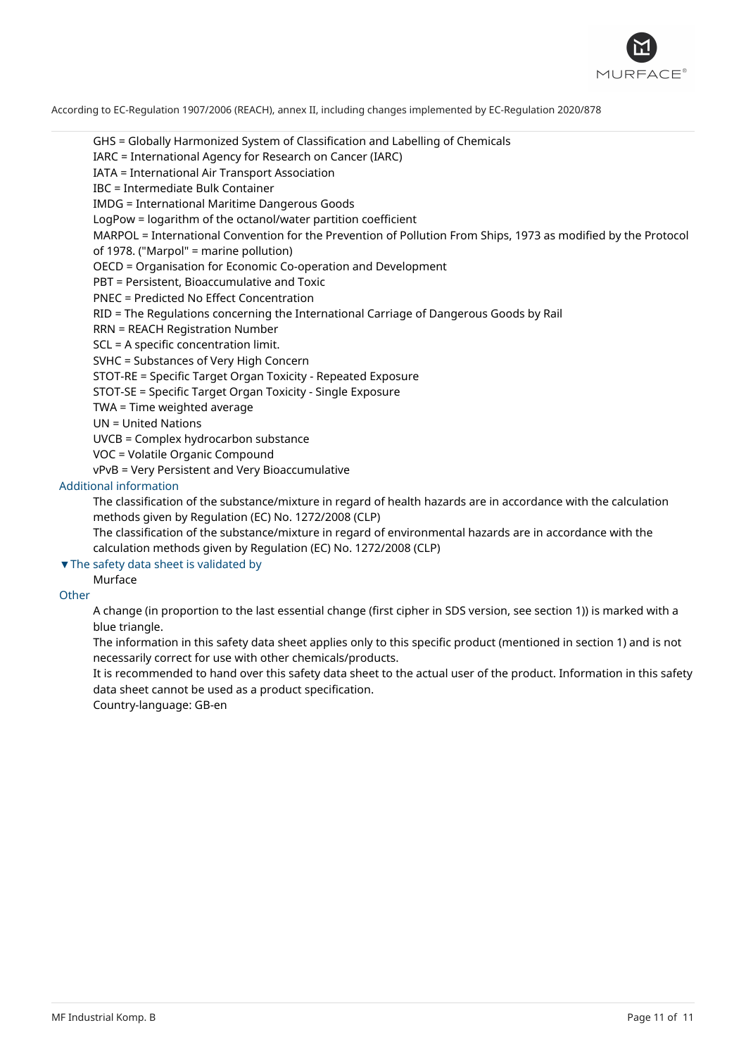GHS = Globally Harmonized System of Classification and Labelling of Chemicals
IARC = International Agency for Research on Cancer (IARC)
IATA = International Air Transport Association
IBC = Intermediate Bulk Container
IMDG = International Maritime Dangerous Goods
LogPow = logarithm of the octanol/water partition coefficient
MARPOL = International Convention for the Prevention of Pollution From Ships, 1973 as modified by the Protocol of 1978. ("Marpol" = marine pollution)
OECD = Organisation for Economic Co-operation and Development
PBT = Persistent, Bioaccumulative and Toxic
PNEC = Predicted No Effect Concentration
RID = The Regulations concerning the International Carriage of Dangerous Goods by Rail
RRN = REACH Registration Number
SCL = A specific concentration limit.
SVHC = Substances of Very High Concern
STOT-RE = Specific Target Organ Toxicity - Repeated Exposure
STOT-SE = Specific Target Organ Toxicity - Single Exposure
TWA = Time weighted average
UN = United Nations
UVCB = Complex hydrocarbon substance
VOC = Volatile Organic Compound
vPvB = Very Persistent and Very Bioaccumulative

### Additional information

The classification of the substance/mixture in regard of health hazards are in accordance with the calculation methods given by Regulation (EC) No. 1272/2008 (CLP)
The classification of the substance/mixture in regard of environmental hazards are in accordance with the calculation methods given by Regulation (EC) No. 1272/2008 (CLP)

### ▼The safety data sheet is validated by

Murface

### Other

A change (in proportion to the last essential change (first cipher in SDS version, see section 1)) is marked with a blue triangle.
The information in this safety data sheet applies only to this specific product (mentioned in section 1) and is not necessarily correct for use with other chemicals/products.
It is recommended to hand over this safety data sheet to the actual user of the product. Information in this safety data sheet cannot be used as a product specification.
Country-language: GB-en